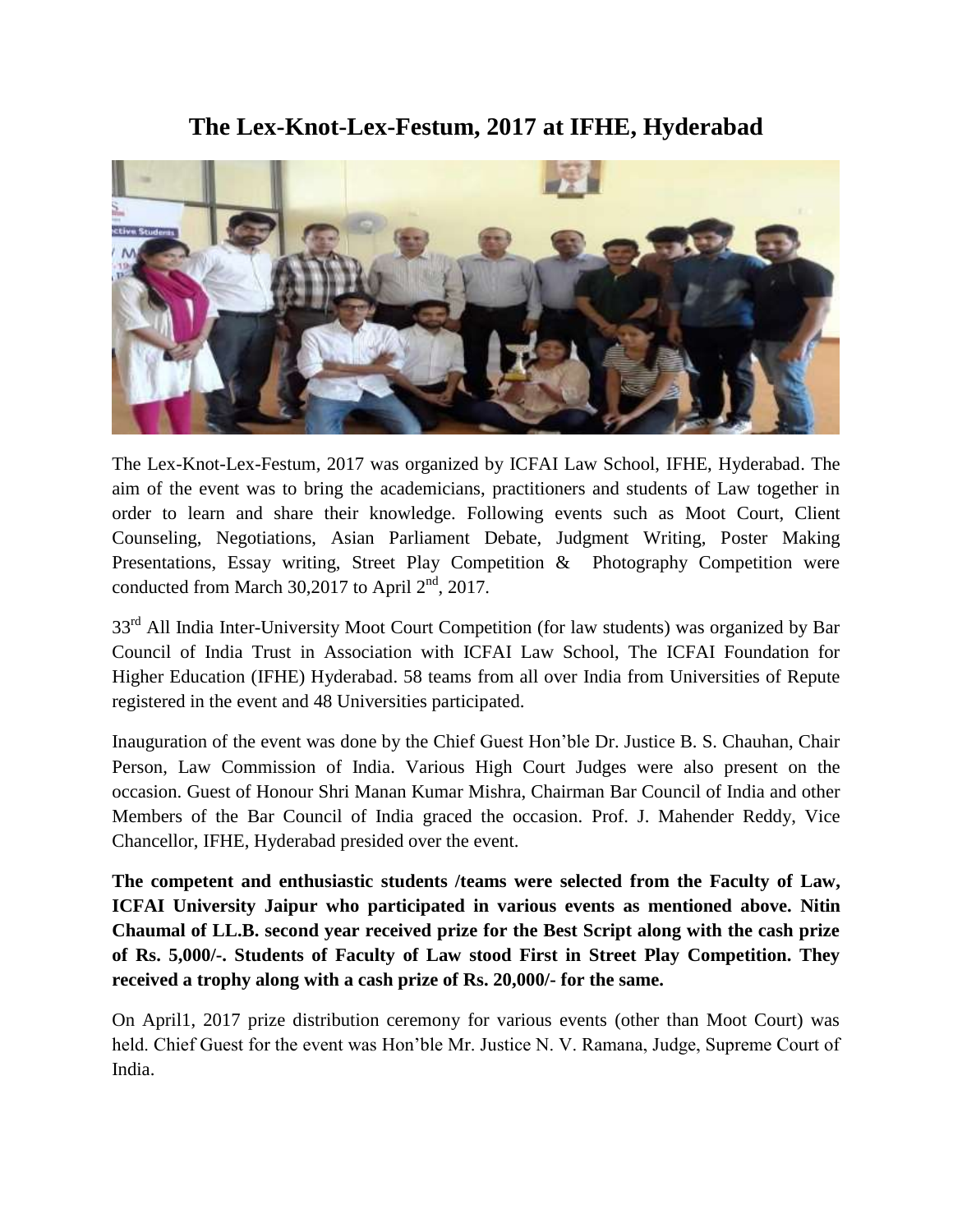# The Lex-Knot-Lex-Festum, 2017 at IFHE, Hyderabad

The Lex-Knot-Lex-Festum, 2017 was organized by ICFAI Law School, IFHE, Hyderabad. The aim of the event was to bring the academicians, practitioners and students of Law together in order to learn and share their knowledge. Following events such as Moot Court, Client Counseling, Negotiations, Asian Parliament Debate, Judgment Writing, Poster Making Presentations, Essay writing, Street Play Competition & Photography Competition were conducted from March 30,2017 to April 2nd, 2017.

33rd All India Inter-University Moot Court Competition (for law students) was organized by Bar Council of India Trust in Association with ICFAI Law School, The ICFAI Foundation for Higher Education (IFHE) Hyderabad. 58 teams from all over India from Universities of Repute registered in the event and 48 Universities participated.

Inauguration of the event was done by the Chief Guest Hon'ble Dr. Justice B. S. Chauhan, Chair Person, Law Commission of India. Various High Court Judges were also present on the occasion. Guest of Honour Shri Manan Kumar Mishra, Chairman Bar Council of India and other Members of the Bar Council of India graced the occasion. Prof. J. Mahender Reddy, Vice Chancellor, IFHE, Hyderabad presided over the event.

**The competent and enthusiastic students /teams were selected from the Faculty of Law, ICFAI University Jaipur who participated in various events as mentioned above. Nitin Chaumal of LL.B. second year received prize for the Best Script along with the cash prize of Rs. 5,000/-. Students of Faculty of Law stood First in Street Play Competition. They received a trophy along with a cash prize of Rs. 20,000/- for the same.**

On April1, 2017 prize distribution ceremony for various events (other than Moot Court) was held. Chief Guest for the event was Hon'ble Mr. Justice N. V. Ramana, Judge, Supreme Court of India.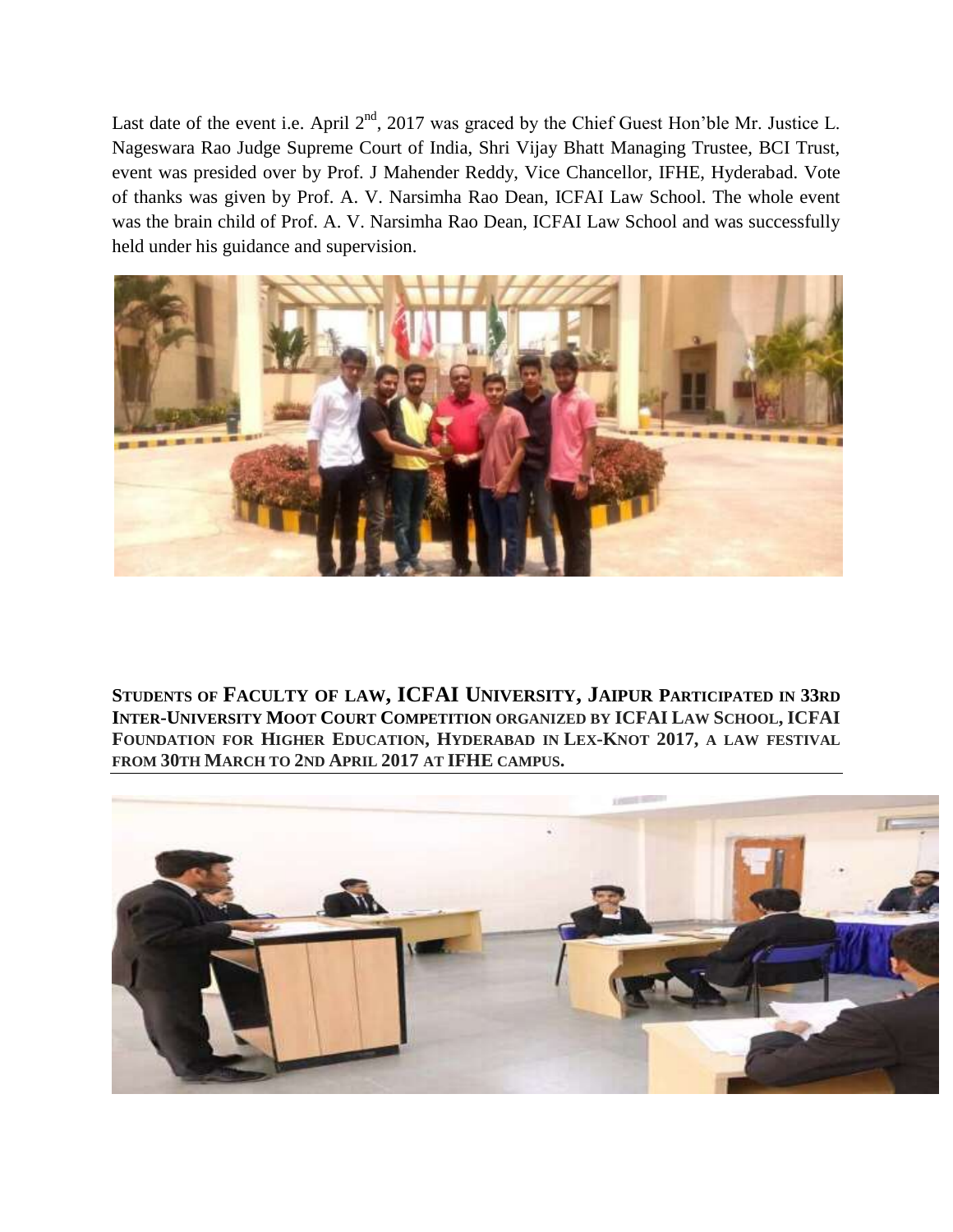Last date of the event i.e. April 2nd, 2017 was graced by the Chief Guest Hon'ble Mr. Justice L. Nageswara Rao Judge Supreme Court of India, Shri Vijay Bhatt Managing Trustee, BCI Trust, event was presided over by Prof. J Mahender Reddy, Vice Chancellor, IFHE, Hyderabad. Vote of thanks was given by Prof. A. V. Narsimha Rao Dean, ICFAI Law School. The whole event was the brain child of Prof. A. V. Narsimha Rao Dean, ICFAI Law School and was successfully held under his guidance and supervision.

**STUDENTS OF FACULTY OF LAW, ICFAI UNIVERSITY, JAIPUR PARTICIPATED IN 33RD INTER-UNIVERSITY MOOT COURT COMPETITION ORGANIZED BY ICFAI LAW SCHOOL, ICFAI FOUNDATION FOR HIGHER EDUCATION, HYDERABAD IN LEX-KNOT 2017, A LAW FESTIVAL FROM 30TH MARCH TO 2ND APRIL 2017 AT IFHE CAMPUS.**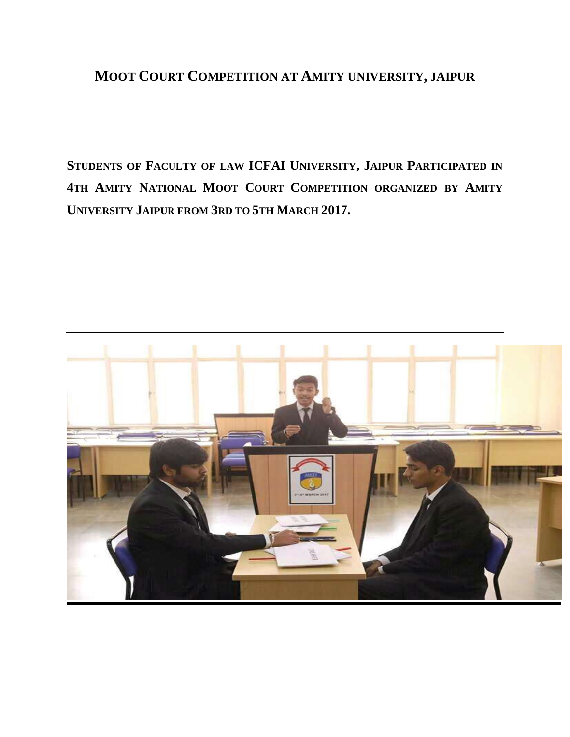## MOOT COURT COMPETITION AT AMITY UNIVERSITY, JAIPUR

**STUDENTS OF FACULTY OF LAW ICFAI UNIVERSITY, JAIPUR PARTICIPATED IN 4TH AMITY NATIONAL MOOT COURT COMPETITION ORGANIZED BY AMITY UNIVERSITY JAIPUR FROM 3RD TO 5TH MARCH 2017.**